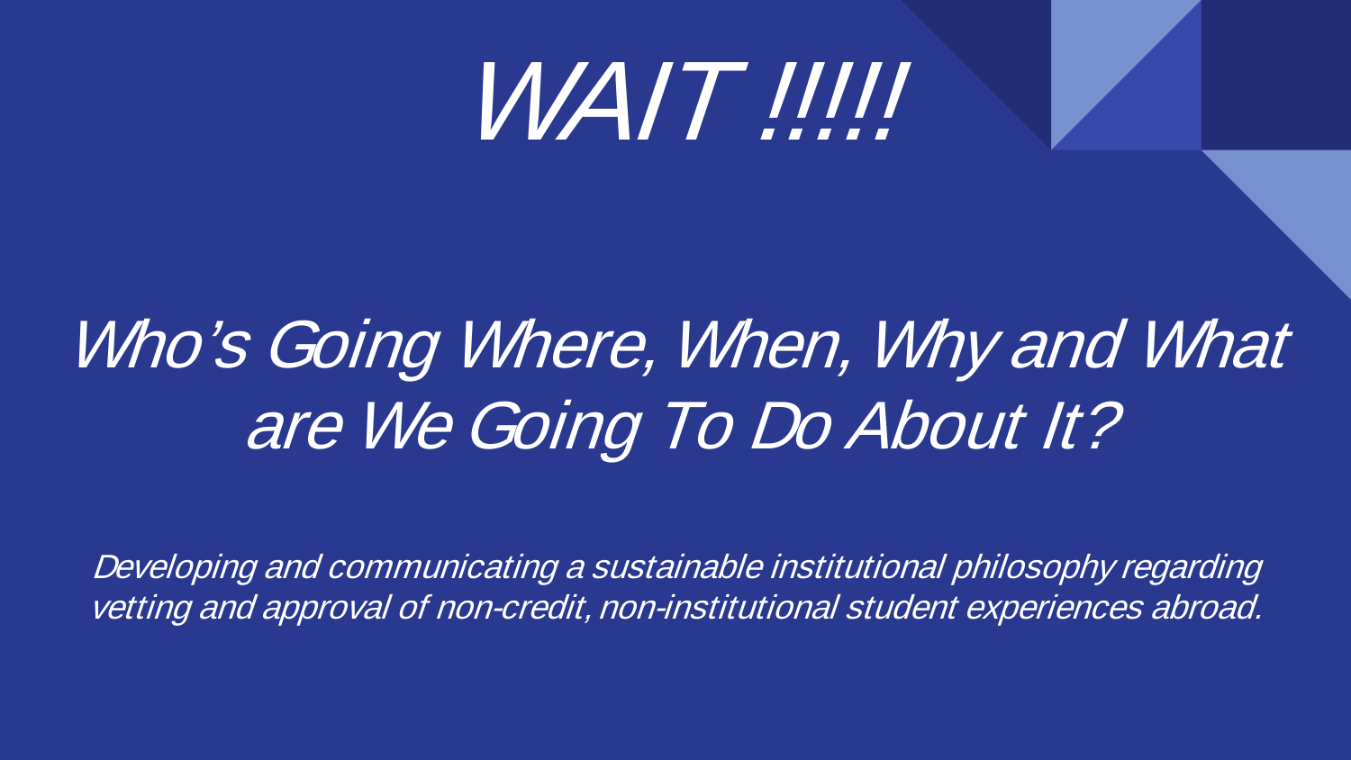# WAIT !!!!

## Who's Going Where, When, Why and What are We Going To Do About It?

*Developing and communicating a sustainable institutional philosophy regarding vetting and approval of non-credit, non-institutional student experiences abroad.*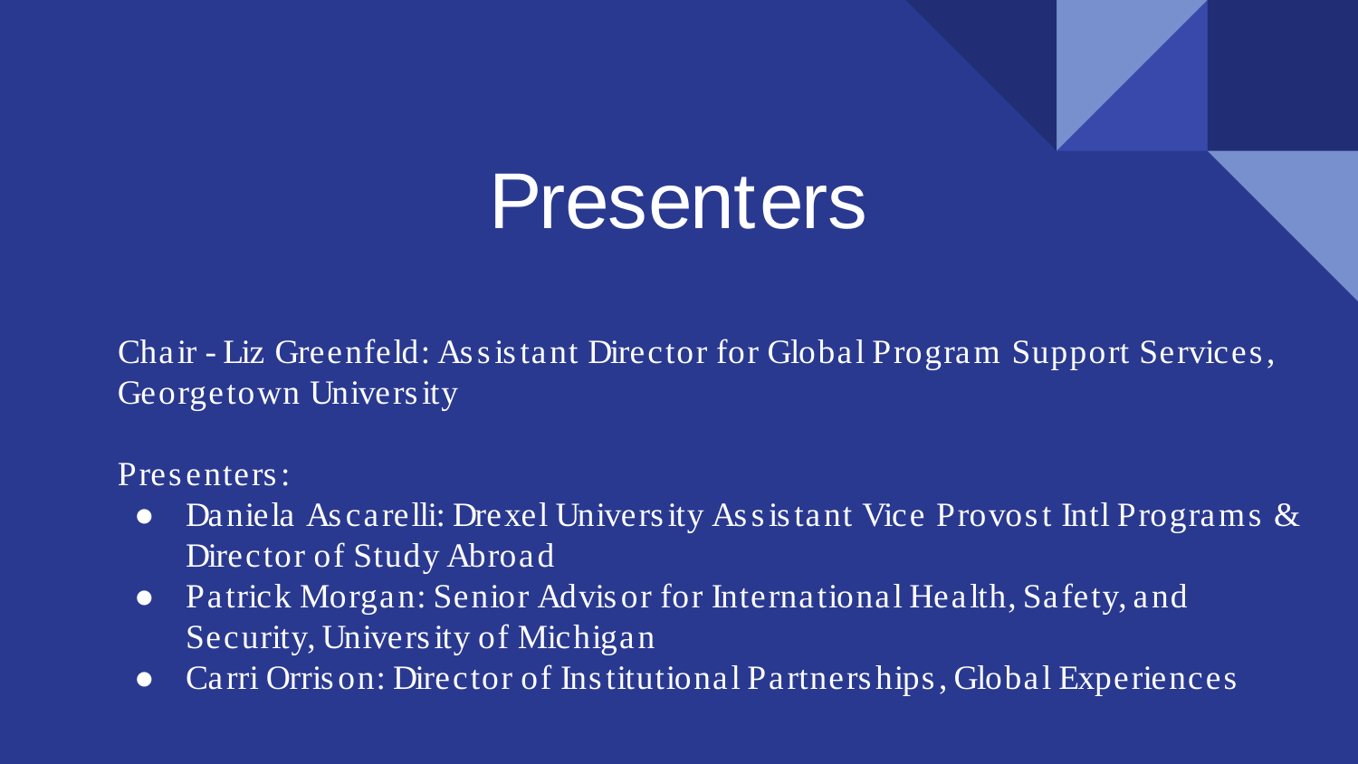# Presenters

Chair - Liz Greenfeld: Assistant Director for Global Program Support Services, Georgetown University

Presenters:

- Daniela Ascarelli: Drexel University Assistant Vice Provost Intl Programs & Director of Study Abroad
- Patrick Morgan: Senior Advisor for International Health, Safety, and Security, University of Michigan
- Carri Orrison: Director of Institutional Partnerships, Global Experiences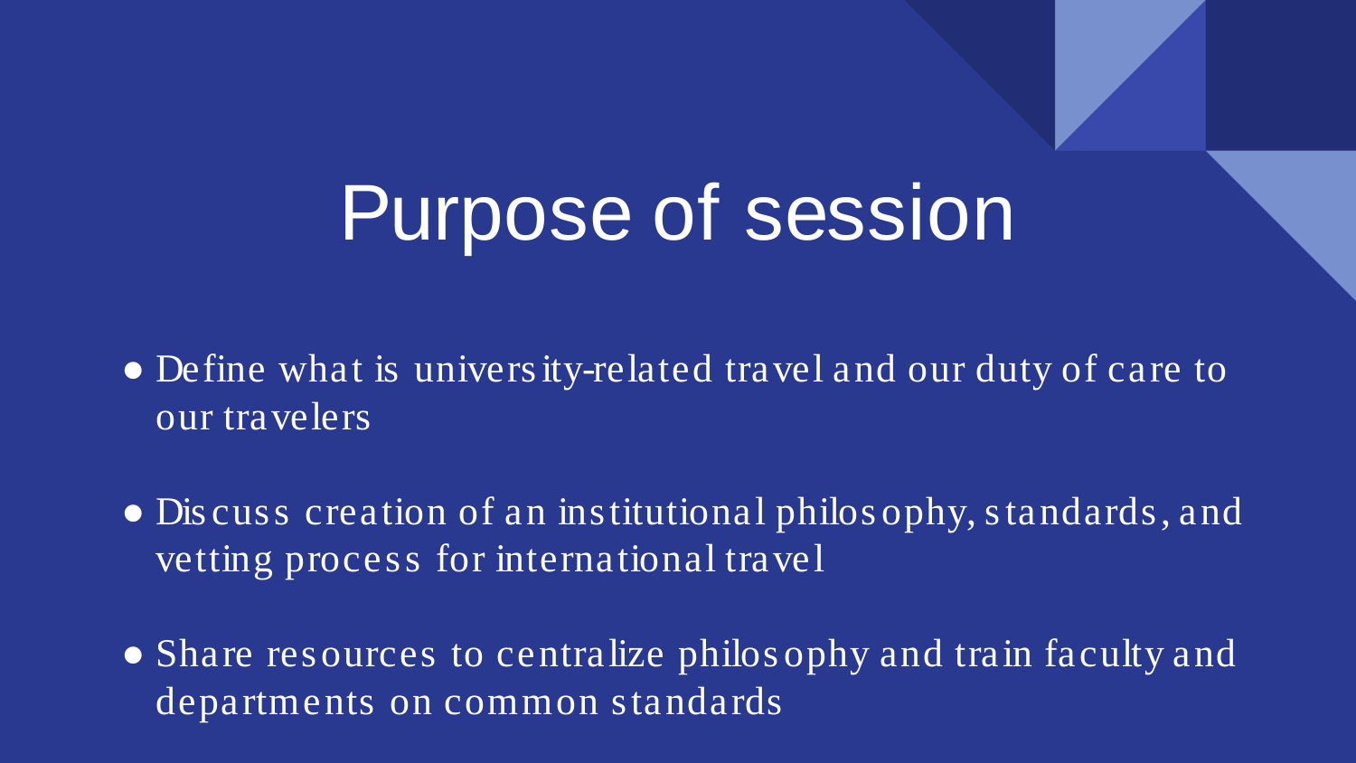# Purpose of session

- Define what is university-related travel and our duty of care to our travelers
- Discuss creation of an institutional philosophy, standards, and vetting process for international travel
- Share resources to centralize philosophy and train faculty and departments on common standards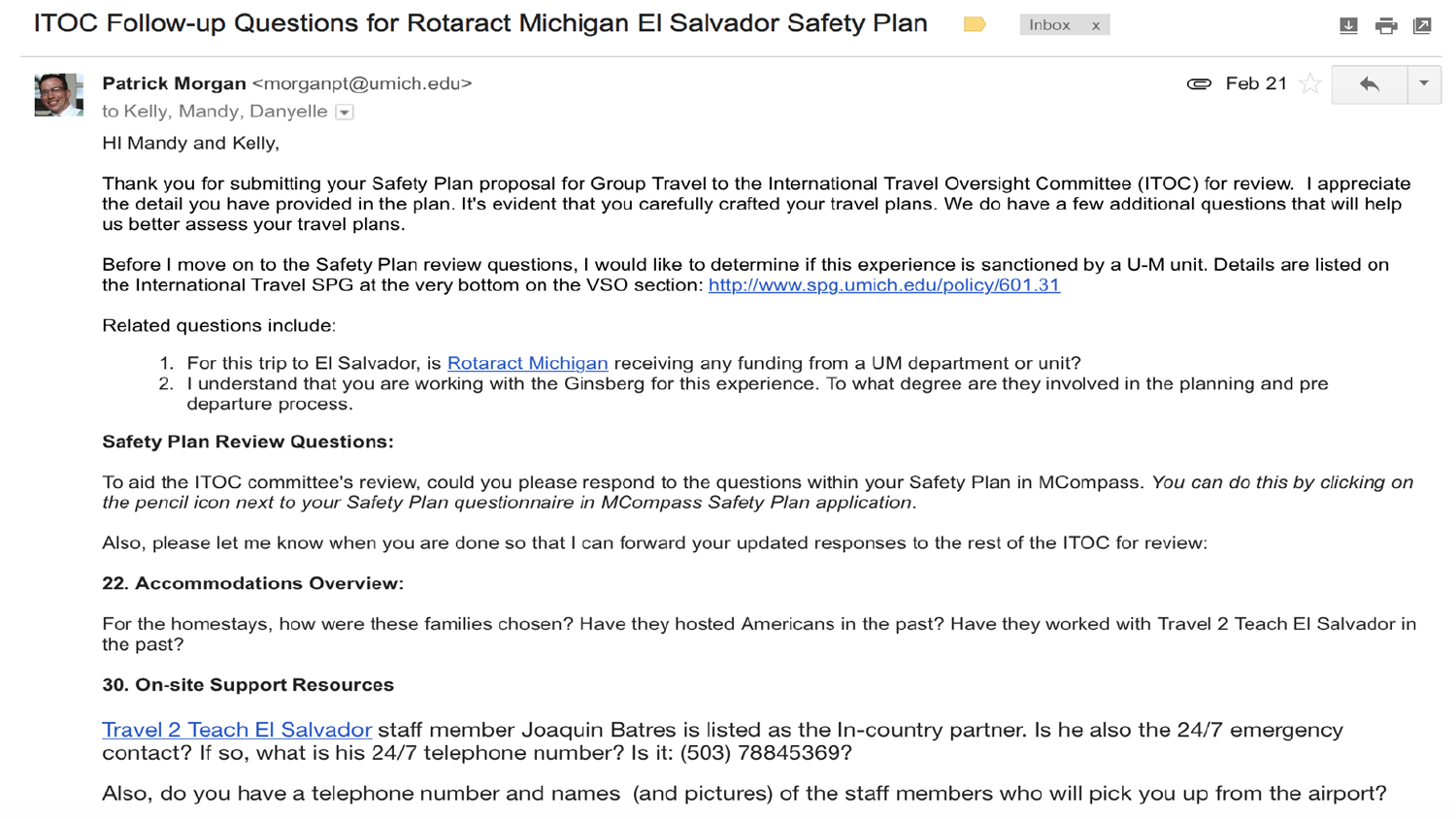# ITOC Follow-up Questions for Rotaract Michigan El Salvador Safety Plan

Inbox x

**Patrick Morgan** <morganpt@umich.edu>
to Kelly, Mandy, Danyelle

Feb 21

HI Mandy and Kelly,

Thank you for submitting your Safety Plan proposal for Group Travel to the International Travel Oversight Committee (ITOC) for review. I appreciate the detail you have provided in the plan. It's evident that you carefully crafted your travel plans. We do have a few additional questions that will help us better assess your travel plans.

Before I move on to the Safety Plan review questions, I would like to determine if this experience is sanctioned by a U-M unit. Details are listed on the International Travel SPG at the very bottom on the VSO section: http://www.spg.umich.edu/policy/601.31

Related questions include:

1. For this trip to El Salvador, is Rotaract Michigan receiving any funding from a UM department or unit?
2. I understand that you are working with the Ginsberg for this experience. To what degree are they involved in the planning and pre departure process.

**Safety Plan Review Questions:**

To aid the ITOC committee's review, could you please respond to the questions within your Safety Plan in MCompass. *You can do this by clicking on the pencil icon next to your Safety Plan questionnaire in MCompass Safety Plan application.*

Also, please let me know when you are done so that I can forward your updated responses to the rest of the ITOC for review:

**22. Accommodations Overview:**

For the homestays, how were these families chosen? Have they hosted Americans in the past? Have they worked with Travel 2 Teach El Salvador in the past?

**30. On-site Support Resources**

Travel 2 Teach El Salvador staff member Joaquin Batres is listed as the In-country partner. Is he also the 24/7 emergency contact? If so, what is his 24/7 telephone number? Is it: (503) 78845369?

Also, do you have a telephone number and names (and pictures) of the staff members who will pick you up from the airport?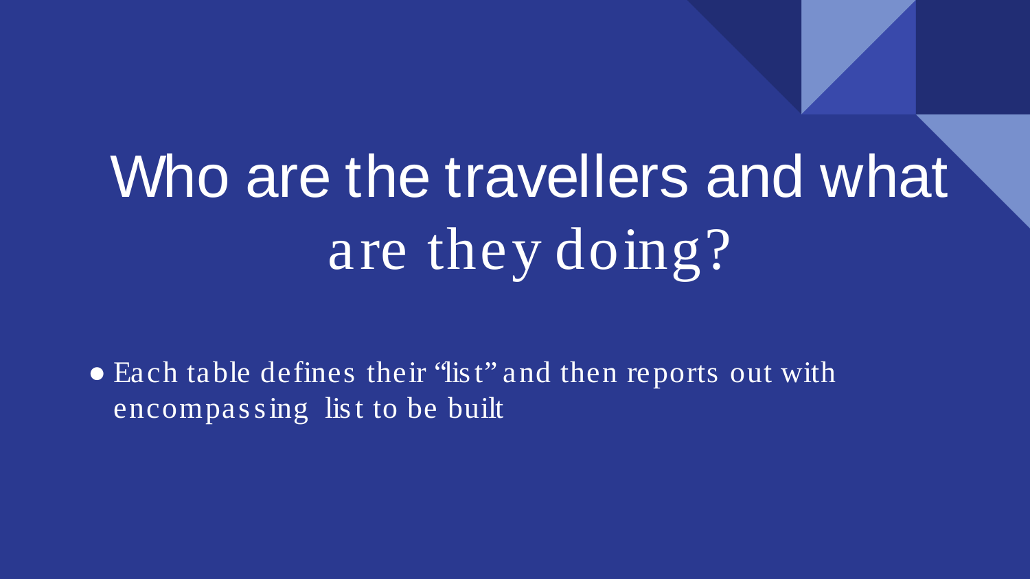# Who are the travellers and what are they doing?

- Each table defines their “list” and then reports out with encompassing list to be built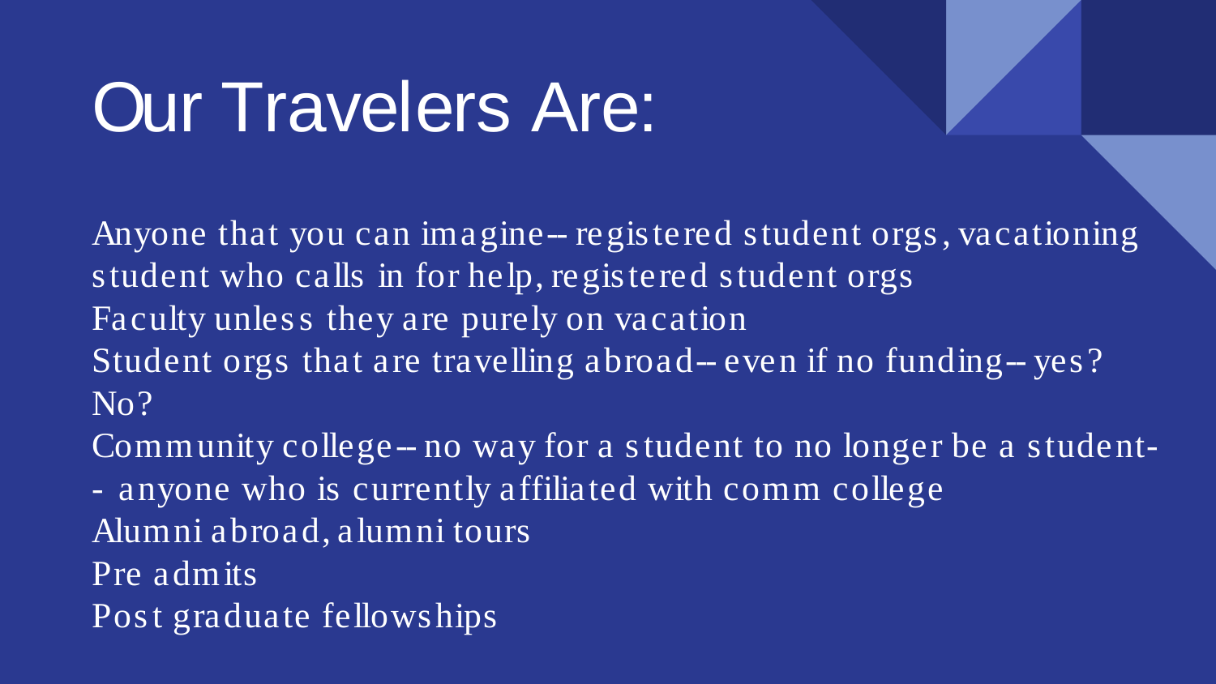# Our Travelers Are:

Anyone that you can imagine-- registered student orgs, vacationing student who calls in for help, registered student orgs
Faculty unless they are purely on vacation
Student orgs that are travelling abroad-- even if no funding-- yes? No?
Community college-- no way for a student to no longer be a student-- anyone who is currently affiliated with comm college
Alumni abroad, alumni tours
Pre admits
Post graduate fellowships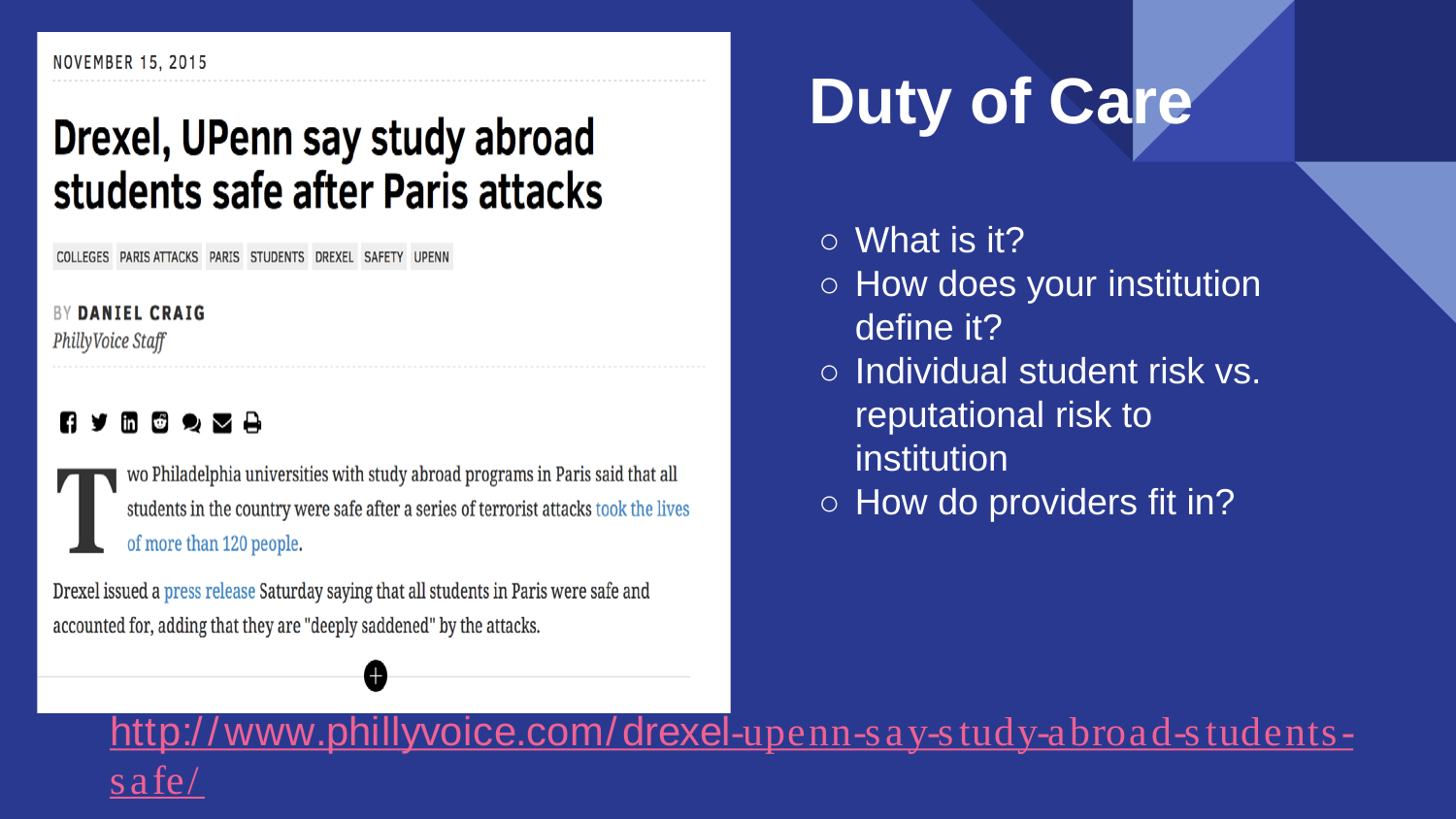NOVEMBER 15, 2015

## Drexel, UPenn say study abroad students safe after Paris attacks

COLLEGES PARIS ATTACKS PARIS STUDENTS DREXEL SAFETY UPENN

BY **DANIEL CRAIG**
*PhillyVoice Staff*

Two Philadelphia universities with study abroad programs in Paris said that all students in the country were safe after a series of terrorist attacks took the lives of more than 120 people.

Drexel issued a press release Saturday saying that all students in Paris were safe and accounted for, adding that they are "deeply saddened" by the attacks.

# Duty of Care

- What is it?
- How does your institution define it?
- Individual student risk vs. reputational risk to institution
- How do providers fit in?

http://www.phillyvoice.com/drexel-upenn-say-study-abroad-students-safe/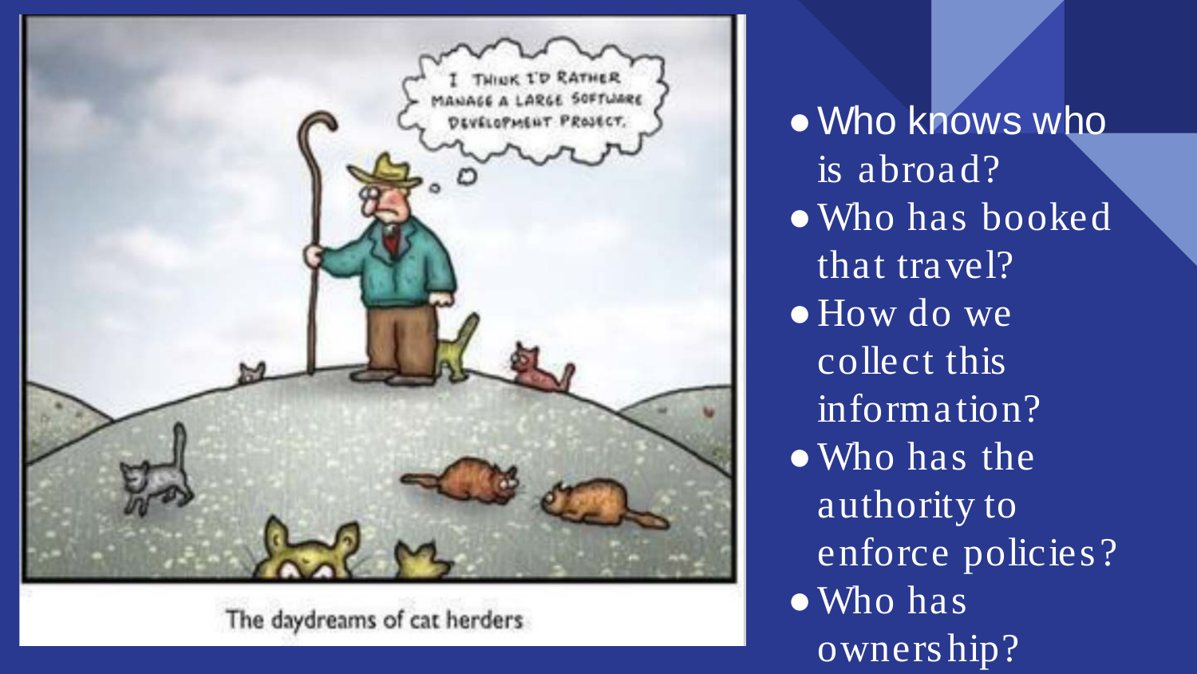- Who knows who is abroad?
- Who has booked that travel?
- How do we collect this information?
- Who has the authority to enforce policies?
- Who has ownership?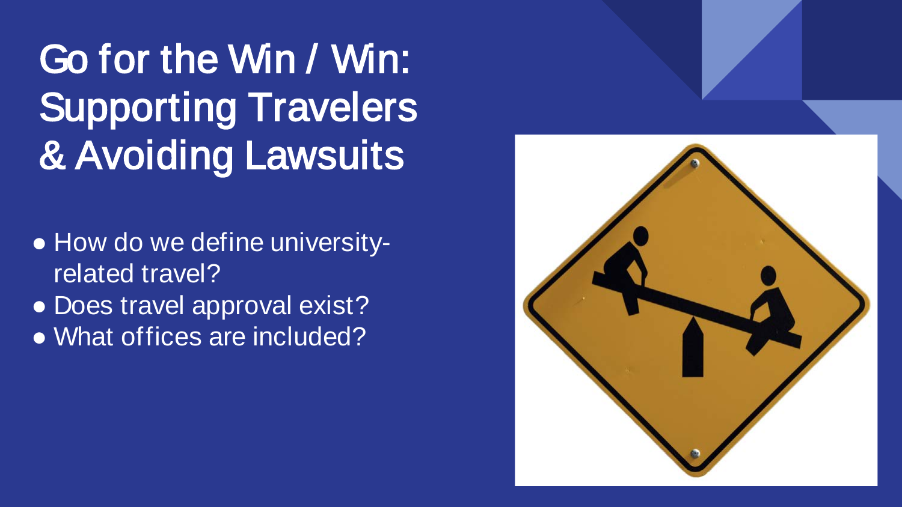# Go for the Win / Win: Supporting Travelers & Avoiding Lawsuits

- How do we define university-related travel?
- Does travel approval exist?
- What offices are included?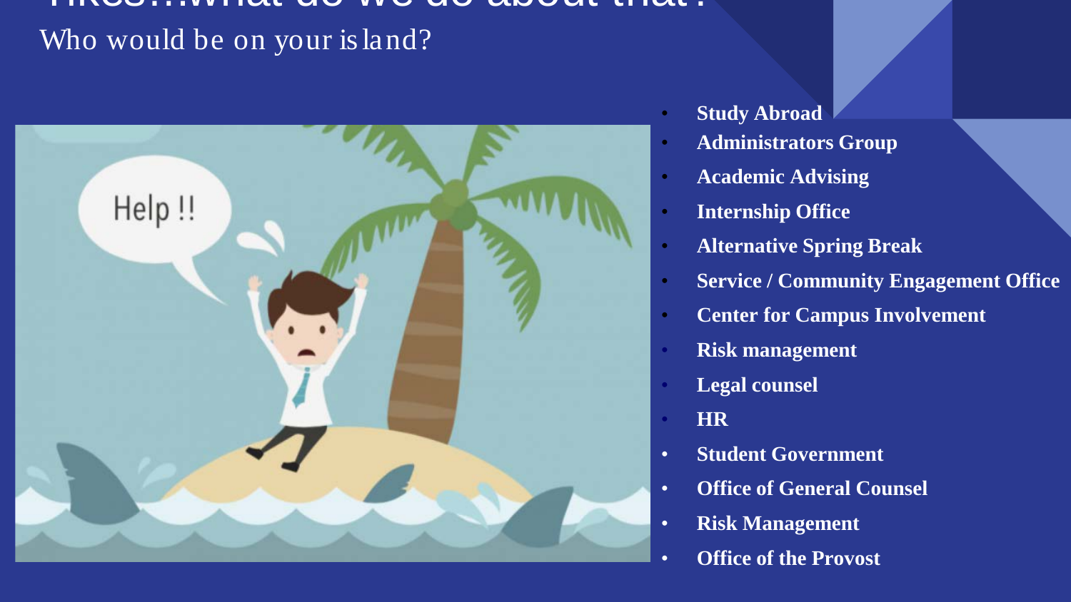Who would be on your island?

- Study Abroad
- Administrators Group
- Academic Advising
- Internship Office
- Alternative Spring Break
- Service / Community Engagement Office
- Center for Campus Involvement
- Risk management
- Legal counsel
- HR
- Student Government
- Office of General Counsel
- Risk Management
- Office of the Provost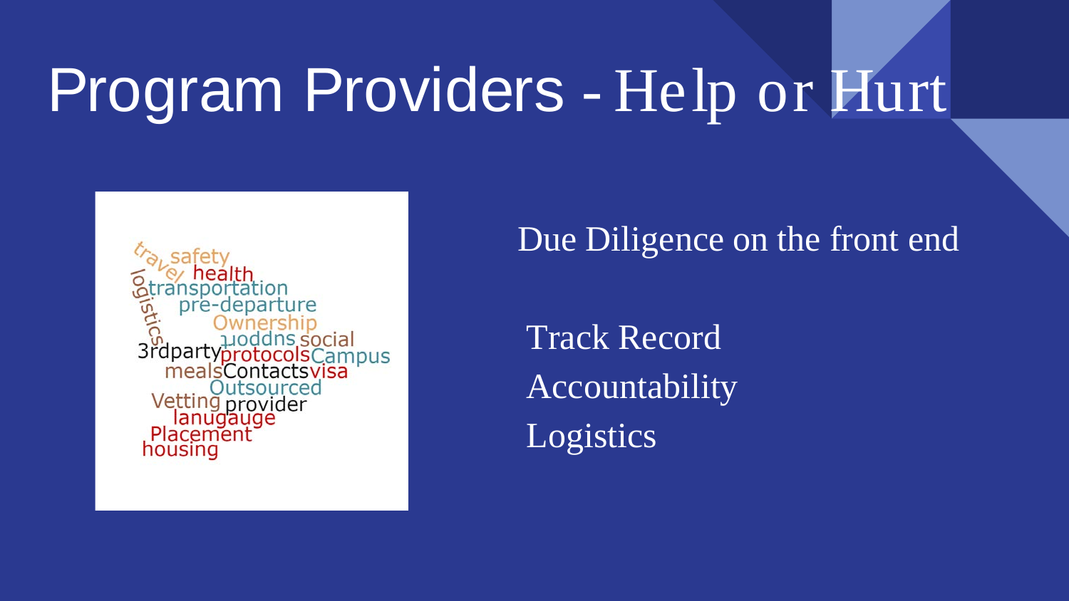# Program Providers - Help or Hurt

Due Diligence on the front end

- Track Record
- Accountability
- Logistics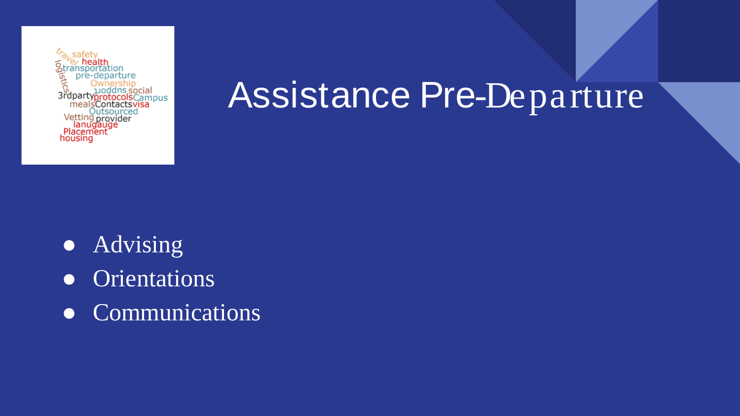# Assistance Pre-Departure

- Advising
- Orientations
- Communications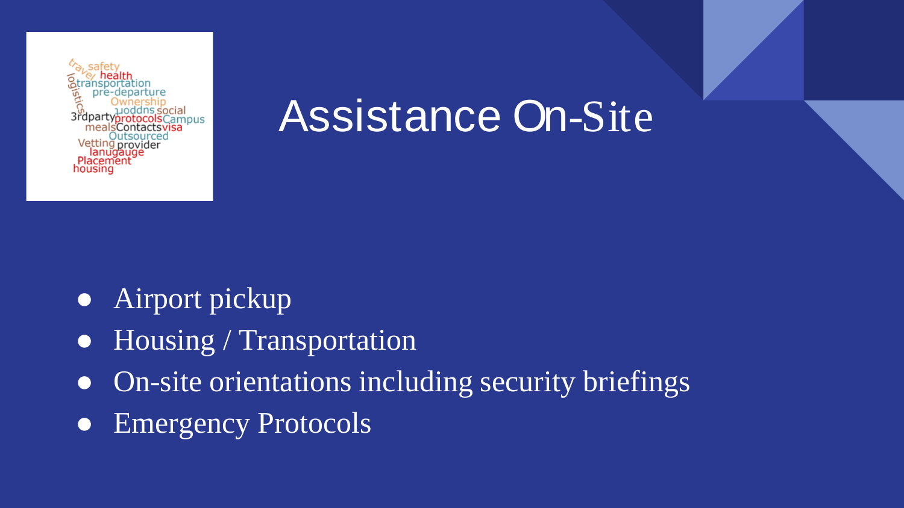# Assistance On-Site

- Airport pickup
- Housing / Transportation
- On-site orientations including security briefings
- Emergency Protocols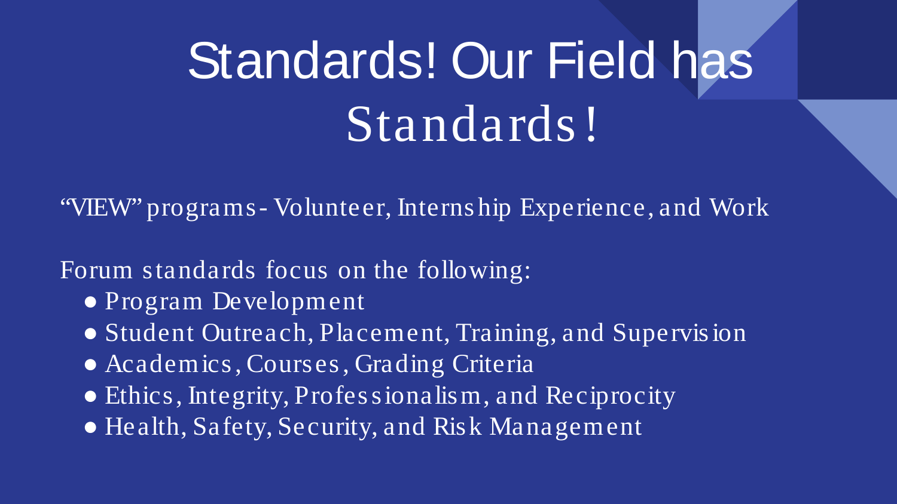# Standards! Our Field has Standards!

“VIEW” programs- Volunteer, Internship Experience, and Work

Forum standards focus on the following:

- Program Development
- Student Outreach, Placement, Training, and Supervision
- Academics, Courses, Grading Criteria
- Ethics, Integrity, Professionalism, and Reciprocity
- Health, Safety, Security, and Risk Management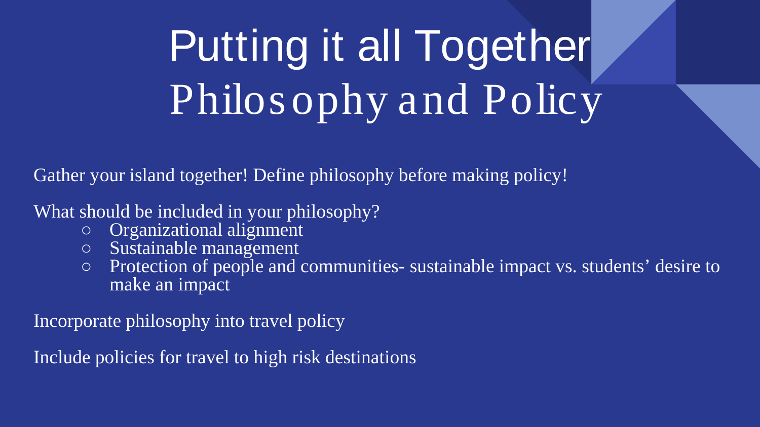# Putting it all Together Philosophy and Policy

Gather your island together! Define philosophy before making policy!

What should be included in your philosophy?

- Organizational alignment
- Sustainable management
- Protection of people and communities- sustainable impact vs. students' desire to make an impact

Incorporate philosophy into travel policy

Include policies for travel to high risk destinations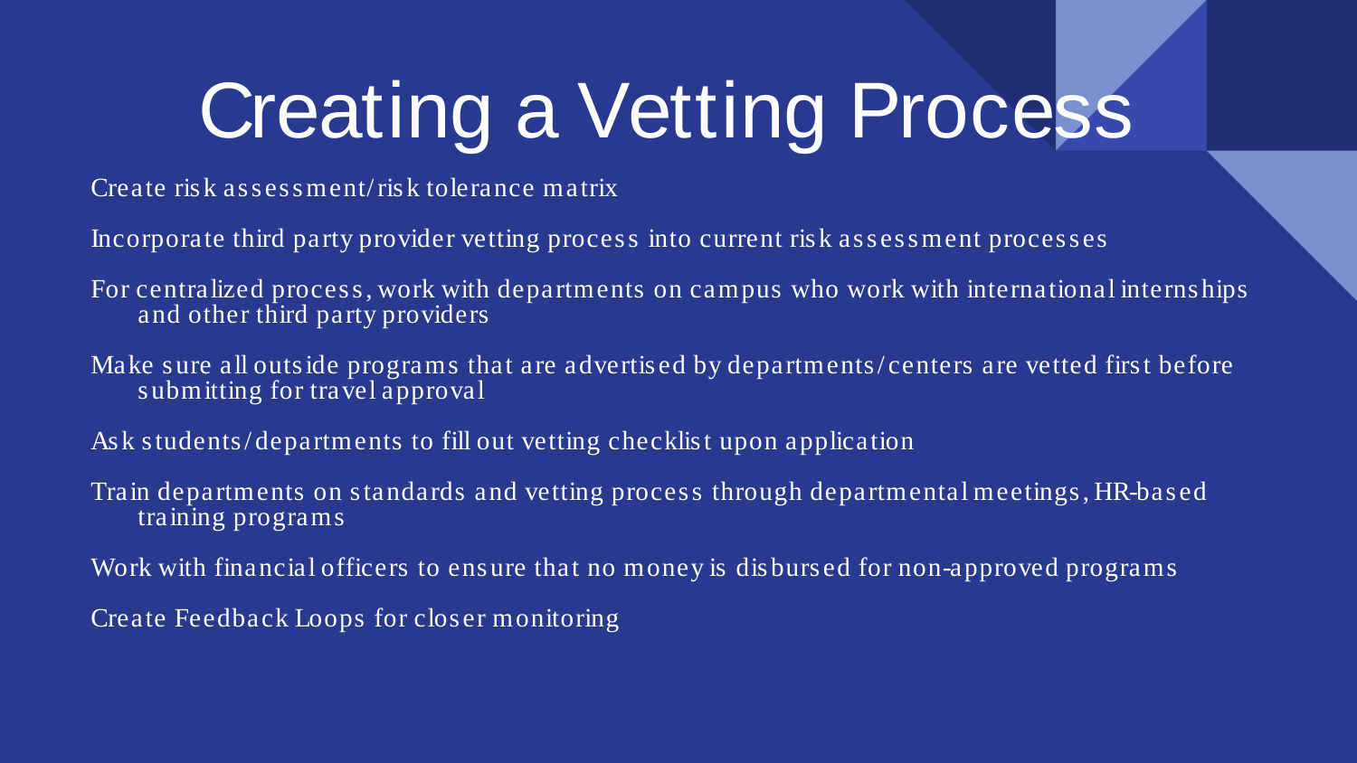# Creating a Vetting Process

Create risk assessment/risk tolerance matrix

Incorporate third party provider vetting process into current risk assessment processes

For centralized process, work with departments on campus who work with international internships and other third party providers

Make sure all outside programs that are advertised by departments/centers are vetted first before submitting for travel approval

Ask students/departments to fill out vetting checklist upon application

Train departments on standards and vetting process through departmental meetings, HR-based training programs

Work with financial officers to ensure that no money is disbursed for non-approved programs

Create Feedback Loops for closer monitoring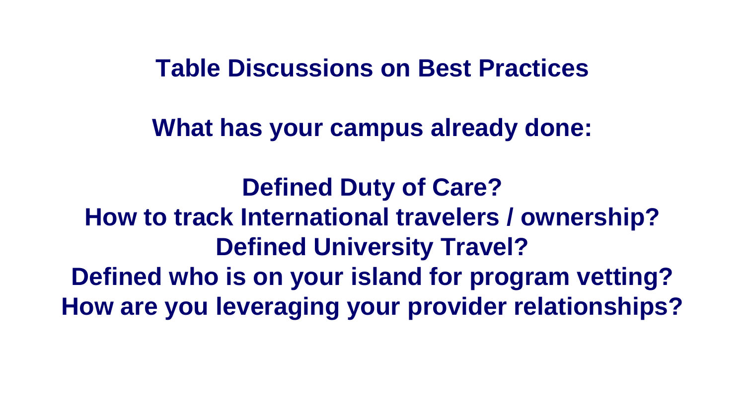# Table Discussions on Best Practices

## What has your campus already done:

**Defined Duty of Care?**
**How to track International travelers / ownership?**
**Defined University Travel?**
**Defined who is on your island for program vetting?**
**How are you leveraging your provider relationships?**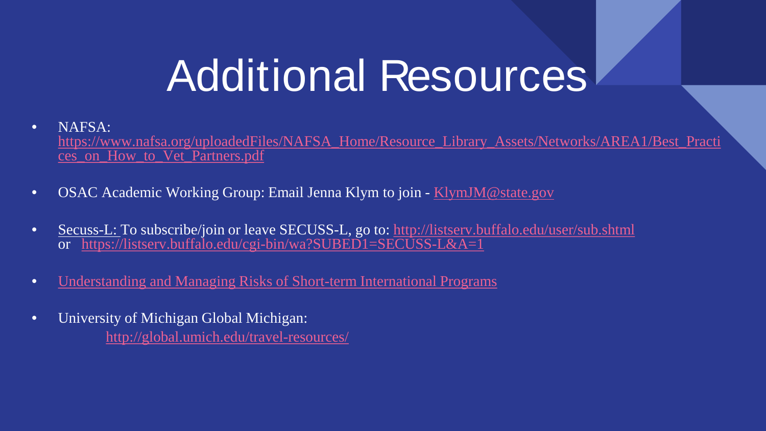# Additional Resources

- NAFSA: https://www.nafsa.org/uploadedFiles/NAFSA_Home/Resource_Library_Assets/Networks/AREA1/Best_Practices_on_How_to_Vet_Partners.pdf
- OSAC Academic Working Group: Email Jenna Klym to join - KlymJM@state.gov
- Secuss-L: To subscribe/join or leave SECUSS-L, go to: http://listserv.buffalo.edu/user/sub.shtml or https://listserv.buffalo.edu/cgi-bin/wa?SUBED1=SECUSS-L&A=1
- Understanding and Managing Risks of Short-term International Programs
- University of Michigan Global Michigan: http://global.umich.edu/travel-resources/